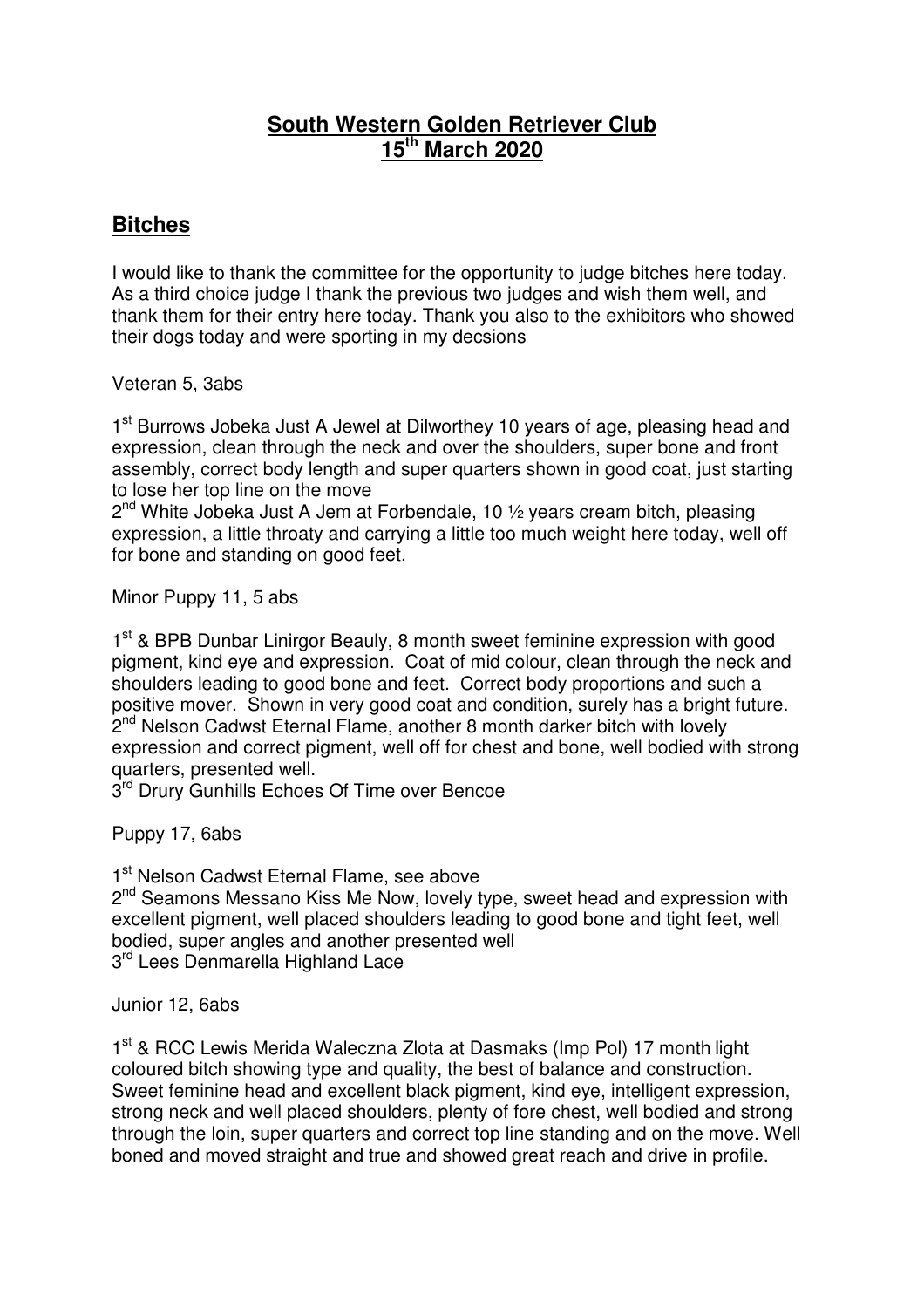# **South Western Golden Retriever Club**
# **15th March 2020**

## **Bitches**

I would like to thank the committee for the opportunity to judge bitches here today. As a third choice judge I thank the previous two judges and wish them well, and thank them for their entry here today. Thank you also to the exhibitors who showed their dogs today and were sporting in my decsions

Veteran 5, 3abs

1st Burrows Jobeka Just A Jewel at Dilworthey 10 years of age, pleasing head and expression, clean through the neck and over the shoulders, super bone and front assembly, correct body length and super quarters shown in good coat, just starting to lose her top line on the move
2nd White Jobeka Just A Jem at Forbendale, 10 ½ years cream bitch, pleasing expression, a little throaty and carrying a little too much weight here today, well off for bone and standing on good feet.

Minor Puppy 11, 5 abs

1st & BPB Dunbar Linirgor Beauly, 8 month sweet feminine expression with good pigment, kind eye and expression. Coat of mid colour, clean through the neck and shoulders leading to good bone and feet. Correct body proportions and such a positive mover. Shown in very good coat and condition, surely has a bright future.
2nd Nelson Cadwst Eternal Flame, another 8 month darker bitch with lovely expression and correct pigment, well off for chest and bone, well bodied with strong quarters, presented well.
3rd Drury Gunhills Echoes Of Time over Bencoe

Puppy 17, 6abs

1st Nelson Cadwst Eternal Flame, see above
2nd Seamons Messano Kiss Me Now, lovely type, sweet head and expression with excellent pigment, well placed shoulders leading to good bone and tight feet, well bodied, super angles and another presented well
3rd Lees Denmarella Highland Lace

Junior 12, 6abs

1st & RCC Lewis Merida Waleczna Zlota at Dasmaks (Imp Pol) 17 month light coloured bitch showing type and quality, the best of balance and construction. Sweet feminine head and excellent black pigment, kind eye, intelligent expression, strong neck and well placed shoulders, plenty of fore chest, well bodied and strong through the loin, super quarters and correct top line standing and on the move. Well boned and moved straight and true and showed great reach and drive in profile.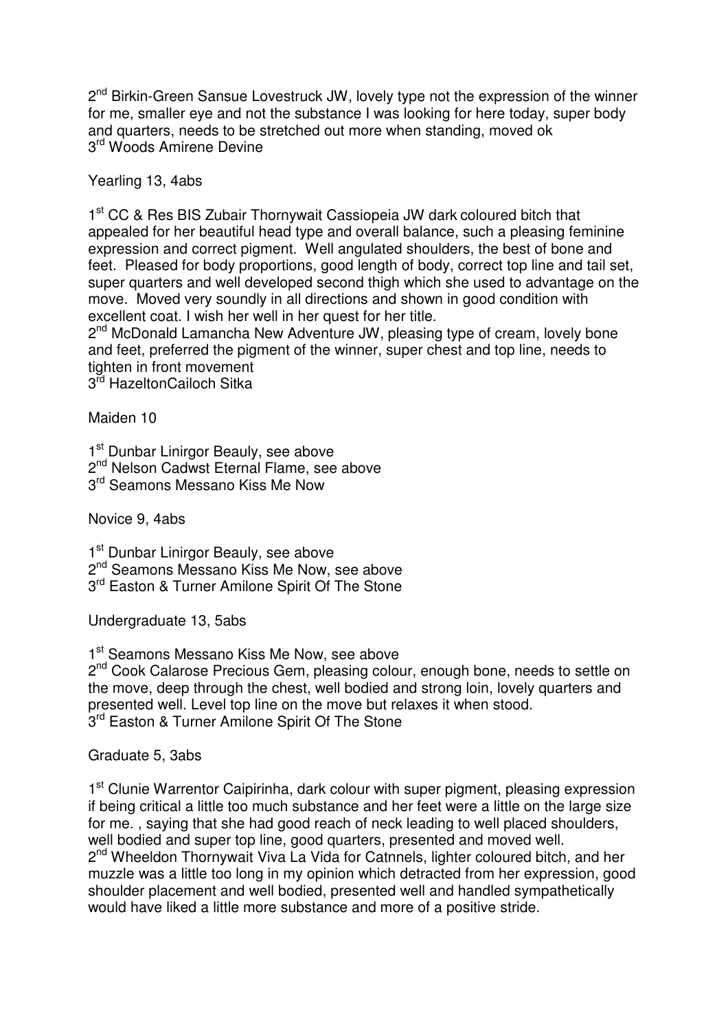2nd Birkin-Green Sansue Lovestruck JW, lovely type not the expression of the winner for me, smaller eye and not the substance I was looking for here today, super body and quarters, needs to be stretched out more when standing, moved ok
3rd Woods Amirene Devine

Yearling 13, 4abs

1st CC & Res BIS Zubair Thornywait Cassiopeia JW dark coloured bitch that appealed for her beautiful head type and overall balance, such a pleasing feminine expression and correct pigment. Well angulated shoulders, the best of bone and feet. Pleased for body proportions, good length of body, correct top line and tail set, super quarters and well developed second thigh which she used to advantage on the move. Moved very soundly in all directions and shown in good condition with excellent coat. I wish her well in her quest for her title.
2nd McDonald Lamancha New Adventure JW, pleasing type of cream, lovely bone and feet, preferred the pigment of the winner, super chest and top line, needs to tighten in front movement
3rd HazeltonCailoch Sitka

Maiden 10

1st Dunbar Linirgor Beauly, see above
2nd Nelson Cadwst Eternal Flame, see above
3rd Seamons Messano Kiss Me Now

Novice 9, 4abs

1st Dunbar Linirgor Beauly, see above
2nd Seamons Messano Kiss Me Now, see above
3rd Easton & Turner Amilone Spirit Of The Stone

Undergraduate 13, 5abs

1st Seamons Messano Kiss Me Now, see above
2nd Cook Calarose Precious Gem, pleasing colour, enough bone, needs to settle on the move, deep through the chest, well bodied and strong loin, lovely quarters and presented well. Level top line on the move but relaxes it when stood.
3rd Easton & Turner Amilone Spirit Of The Stone

Graduate 5, 3abs

1st Clunie Warrentor Caipirinha, dark colour with super pigment, pleasing expression if being critical a little too much substance and her feet were a little on the large size for me. , saying that she had good reach of neck leading to well placed shoulders, well bodied and super top line, good quarters, presented and moved well.
2nd Wheeldon Thornywait Viva La Vida for Catnnels, lighter coloured bitch, and her muzzle was a little too long in my opinion which detracted from her expression, good shoulder placement and well bodied, presented well and handled sympathetically would have liked a little more substance and more of a positive stride.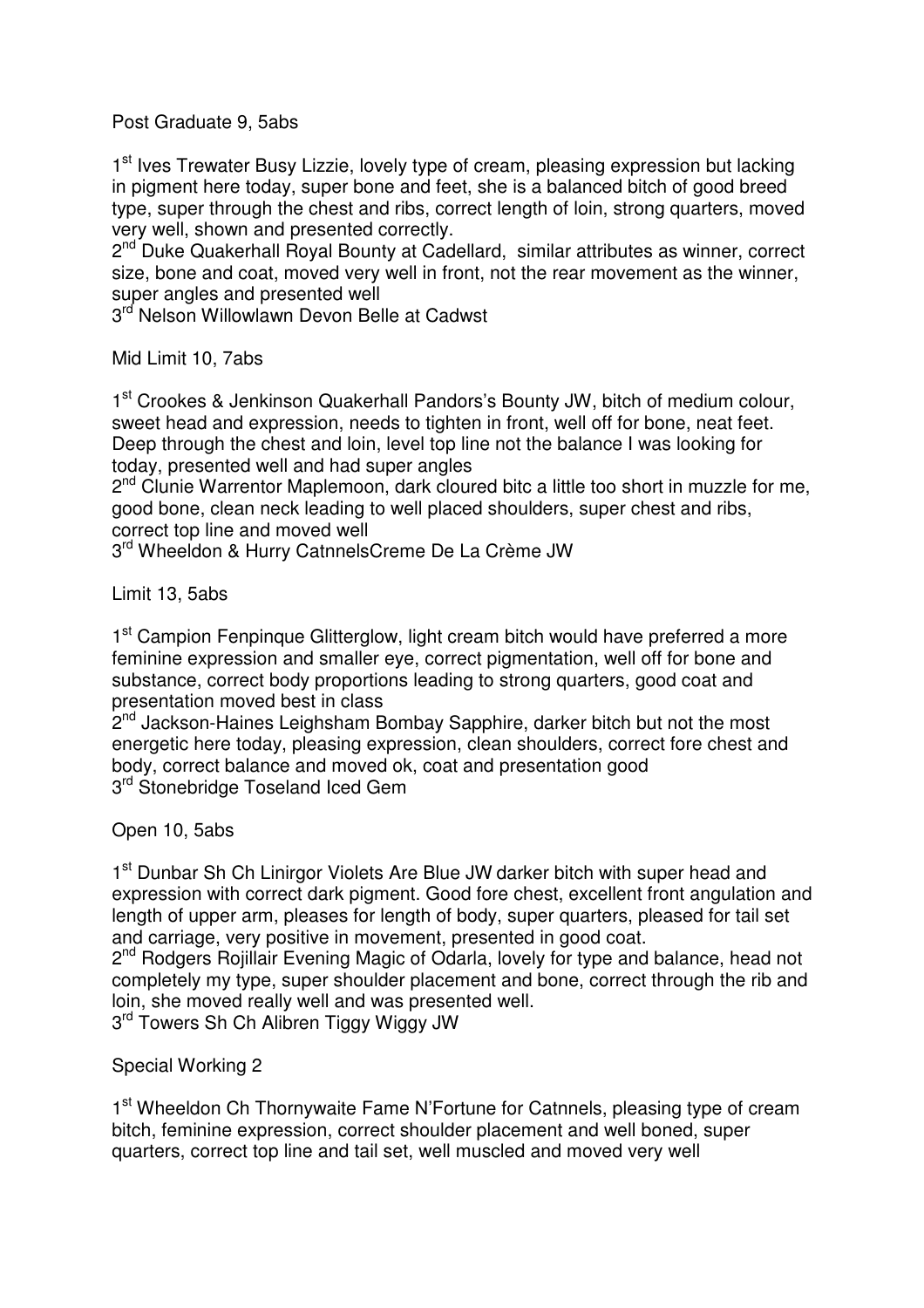Post Graduate 9, 5abs

1st Ives Trewater Busy Lizzie, lovely type of cream, pleasing expression but lacking in pigment here today, super bone and feet, she is a balanced bitch of good breed type, super through the chest and ribs, correct length of loin, strong quarters, moved very well, shown and presented correctly.
2nd Duke Quakerhall Royal Bounty at Cadellard, similar attributes as winner, correct size, bone and coat, moved very well in front, not the rear movement as the winner, super angles and presented well
3rd Nelson Willowlawn Devon Belle at Cadwst

Mid Limit 10, 7abs

1st Crookes & Jenkinson Quakerhall Pandors's Bounty JW, bitch of medium colour, sweet head and expression, needs to tighten in front, well off for bone, neat feet. Deep through the chest and loin, level top line not the balance I was looking for today, presented well and had super angles
2nd Clunie Warrentor Maplemoon, dark cloured bitc a little too short in muzzle for me, good bone, clean neck leading to well placed shoulders, super chest and ribs, correct top line and moved well
3rd Wheeldon & Hurry CatnnelsCreme De La Crème JW

Limit 13, 5abs

1st Campion Fenpinque Glitterglow, light cream bitch would have preferred a more feminine expression and smaller eye, correct pigmentation, well off for bone and substance, correct body proportions leading to strong quarters, good coat and presentation moved best in class
2nd Jackson-Haines Leighsham Bombay Sapphire, darker bitch but not the most energetic here today, pleasing expression, clean shoulders, correct fore chest and body, correct balance and moved ok, coat and presentation good
3rd Stonebridge Toseland Iced Gem

Open 10, 5abs

1st Dunbar Sh Ch Linirgor Violets Are Blue JW darker bitch with super head and expression with correct dark pigment. Good fore chest, excellent front angulation and length of upper arm, pleases for length of body, super quarters, pleased for tail set and carriage, very positive in movement, presented in good coat.
2nd Rodgers Rojillair Evening Magic of Odarla, lovely for type and balance, head not completely my type, super shoulder placement and bone, correct through the rib and loin, she moved really well and was presented well.
3rd Towers Sh Ch Alibren Tiggy Wiggy JW

Special Working 2

1st Wheeldon Ch Thornywaite Fame N'Fortune for Catnnels, pleasing type of cream bitch, feminine expression, correct shoulder placement and well boned, super quarters, correct top line and tail set, well muscled and moved very well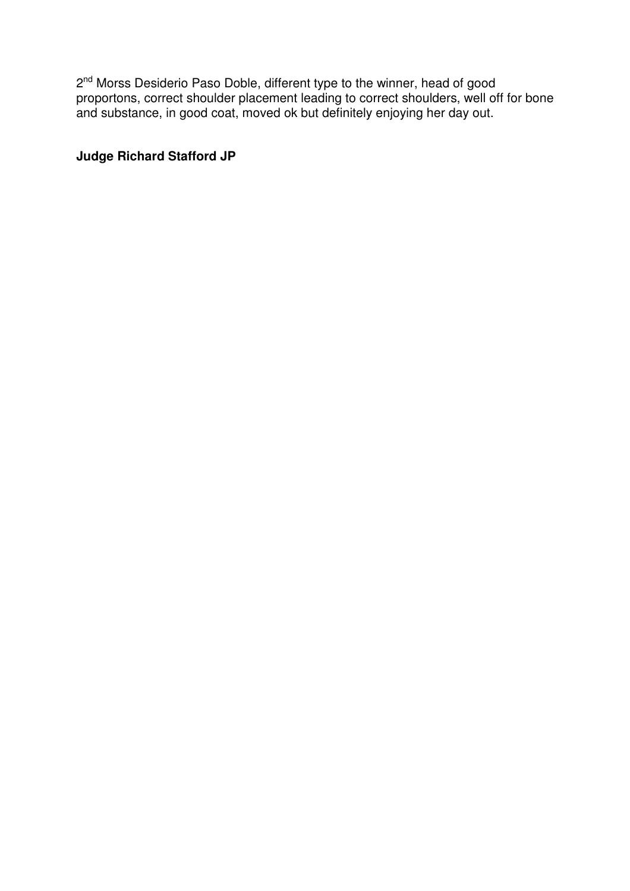2nd Morss Desiderio Paso Doble, different type to the winner, head of good proportons, correct shoulder placement leading to correct shoulders, well off for bone and substance, in good coat, moved ok but definitely enjoying her day out.

**Judge Richard Stafford JP**